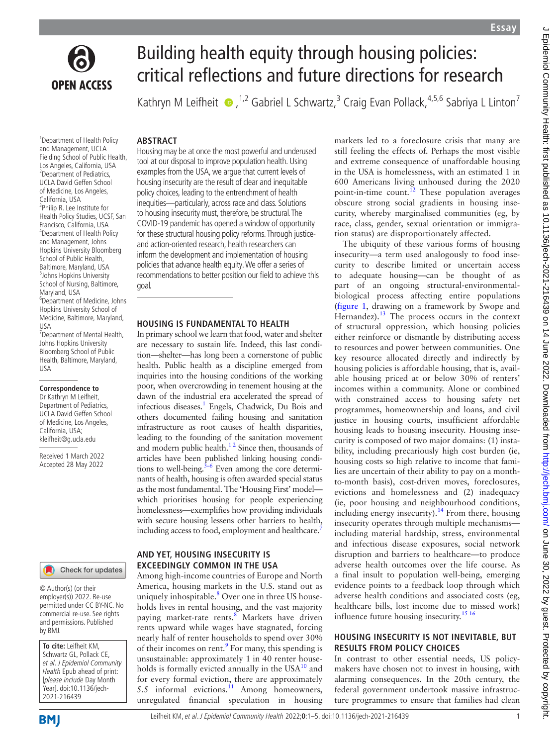# Building health equity through housing policies: critical reflections and future directions for research

Kathryn M Leifheit,[1,2] Gabriel L Schwartz,[3] Craig Evan Pollack,[4,5,6] Sabriya L Linton[7]

[1]Department of Health Policy and Management, UCLA Fielding School of Public Health, Los Angeles, California, USA
[2]Department of Pediatrics, UCLA David Geffen School of Medicine, Los Angeles, California, USA
[3]Philip R. Lee Institute for Health Policy Studies, UCSF, San Francisco, California, USA
[4]Department of Health Policy and Management, Johns Hopkins University Bloomberg School of Public Health, Baltimore, Maryland, USA
[5]Johns Hopkins University School of Nursing, Baltimore, Maryland, USA
[6]Department of Medicine, Johns Hopkins University School of Medicine, Baltimore, Maryland, USA
[7]Department of Mental Health, Johns Hopkins University Bloomberg School of Public Health, Baltimore, Maryland, USA

**Correspondence to**
Dr Kathryn M Leifheit, Department of Pediatrics, UCLA David Geffen School of Medicine, Los Angeles, California, USA; kleifheit@g.ucla.edu

Received 1 March 2022
Accepted 28 May 2022

© Author(s) (or their employer(s)) 2022. Re-use permitted under CC BY-NC. No commercial re-use. See rights and permissions. Published by BMJ.

**To cite:** Leifheit KM, Schwartz GL, Pollack CE, et al. *J Epidemiol Community Health* Epub ahead of print: [please include Day Month Year]. doi:10.1136/jech-2021-216439

## ABSTRACT

Housing may be at once the most powerful and underused tool at our disposal to improve population health. Using examples from the USA, we argue that current levels of housing insecurity are the result of clear and inequitable policy choices, leading to the entrenchment of health inequities—particularly, across race and class. Solutions to housing insecurity must, therefore, be structural. The COVID-19 pandemic has opened a window of opportunity for these structural housing policy reforms. Through justice- and action-oriented research, health researchers can inform the development and implementation of housing policies that advance health equity. We offer a series of recommendations to better position our field to achieve this goal.

## HOUSING IS FUNDAMENTAL TO HEALTH

In primary school we learn that food, water and shelter are necessary to sustain life. Indeed, this last condition—shelter—has long been a cornerstone of public health. Public health as a discipline emerged from inquiries into the housing conditions of the working poor, when overcrowding in tenement housing at the dawn of the industrial era accelerated the spread of infectious diseases.[1] Engels, Chadwick, Du Bois and others documented failing housing and sanitation infrastructure as root causes of health disparities, leading to the founding of the sanitation movement and modern public health.[1 2] Since then, thousands of articles have been published linking housing conditions to well-being.[3–6] Even among the core determinants of health, housing is often awarded special status as the most fundamental. The 'Housing First' model—which prioritises housing for people experiencing homelessness—exemplifies how providing individuals with secure housing lessens other barriers to health, including access to food, employment and healthcare.[7]

## AND YET, HOUSING INSECURITY IS EXCEEDINGLY COMMON IN THE USA

Among high-income countries of Europe and North America, housing markets in the U.S. stand out as uniquely inhospitable.[8] Over one in three US households lives in rental housing, and the vast majority paying market-rate rents.[8] Markets have driven rents upward while wages have stagnated, forcing nearly half of renter households to spend over 30% of their incomes on rent.[9] For many, this spending is unsustainable: approximately 1 in 40 renter households is formally evicted annually in the USA[10] and for every formal eviction, there are approximately 5.5 informal evictions.[11] Among homeowners, unregulated financial speculation in housing markets led to a foreclosure crisis that many are still feeling the effects of. Perhaps the most visible and extreme consequence of unaffordable housing in the USA is homelessness, with an estimated 1 in 600 Americans living unhoused during the 2020 point-in-time count.[12] These population averages obscure strong social gradients in housing insecurity, whereby marginalised communities (eg, by race, class, gender, sexual orientation or immigration status) are disproportionately affected.

The ubiquity of these various forms of housing insecurity—a term used analogously to food insecurity to describe limited or uncertain access to adequate housing—can be thought of as part of an ongoing structural-environmental-biological process affecting entire populations (figure 1, drawing on a framework by Swope and Hernandez).[13] The process occurs in the context of structural oppression, which housing policies either reinforce or dismantle by distributing access to resources and power between communities. One key resource allocated directly and indirectly by housing policies is affordable housing, that is, available housing priced at or below 30% of renters' incomes within a community. Alone or combined with constrained access to housing safety net programmes, homeownership and loans, and civil justice in housing courts, insufficient affordable housing leads to housing insecurity. Housing insecurity is composed of two major domains: (1) instability, including precariously high cost burden (ie, housing costs so high relative to income that families are uncertain of their ability to pay on a month-to-month basis), cost-driven moves, foreclosures, evictions and homelessness and (2) inadequacy (ie, poor housing and neighbourhood conditions, including energy insecurity).[14] From there, housing insecurity operates through multiple mechanisms—including material hardship, stress, environmental and infectious disease exposures, social network disruption and barriers to healthcare—to produce adverse health outcomes over the life course. As a final insult to population well-being, emerging evidence points to a feedback loop through which adverse health conditions and associated costs (eg, healthcare bills, lost income due to missed work) influence future housing insecurity.[15 16]

## HOUSING INSECURITY IS NOT INEVITABLE, BUT RESULTS FROM POLICY CHOICES

In contrast to other essential needs, US policymakers have chosen not to invest in housing, with alarming consequences. In the 20th century, the federal government undertook massive infrastructure programmes to ensure that families had clean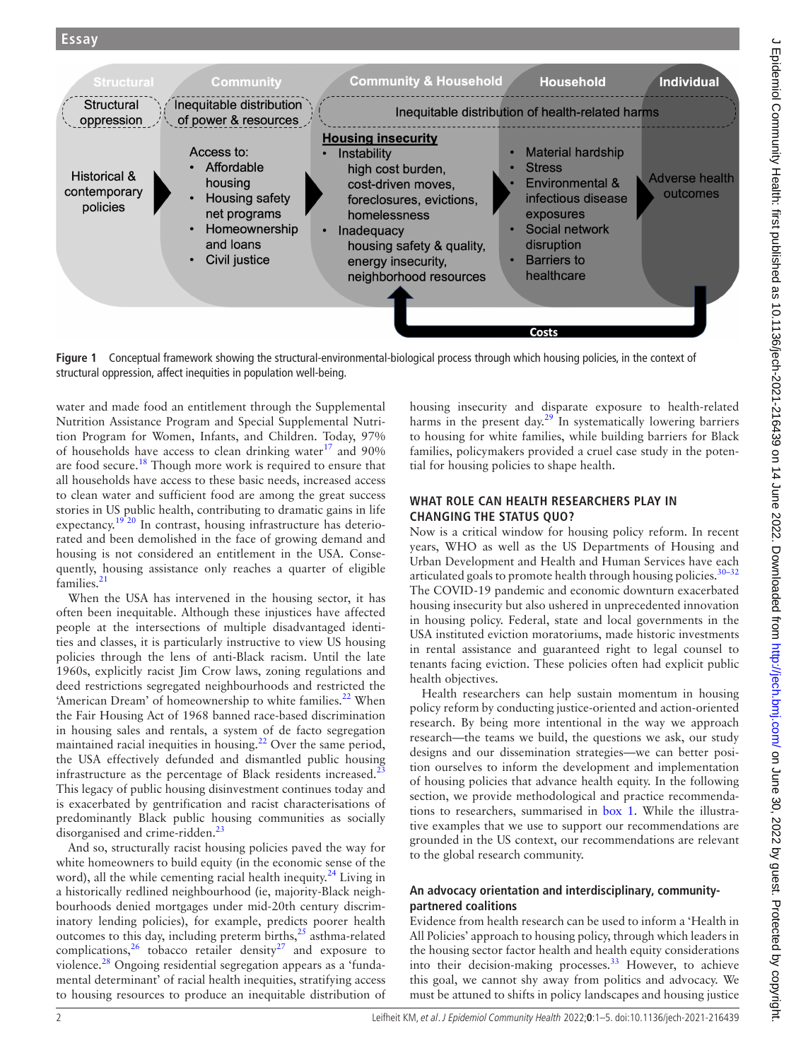**Figure 1** Conceptual framework showing the structural-environmental-biological process through which housing policies, in the context of structural oppression, affect inequities in population well-being.

water and made food an entitlement through the Supplemental Nutrition Assistance Program and Special Supplemental Nutrition Program for Women, Infants, and Children. Today, 97% of households have access to clean drinking water[17] and 90% are food secure.[18] Though more work is required to ensure that all households have access to these basic needs, increased access to clean water and sufficient food are among the great success stories in US public health, contributing to dramatic gains in life expectancy.[19 20] In contrast, housing infrastructure has deteriorated and been demolished in the face of growing demand and housing is not considered an entitlement in the USA. Consequently, housing assistance only reaches a quarter of eligible families.[21]

When the USA has intervened in the housing sector, it has often been inequitable. Although these injustices have affected people at the intersections of multiple disadvantaged identities and classes, it is particularly instructive to view US housing policies through the lens of anti-Black racism. Until the late 1960s, explicitly racist Jim Crow laws, zoning regulations and deed restrictions segregated neighbourhoods and restricted the 'American Dream' of homeownership to white families.[22] When the Fair Housing Act of 1968 banned race-based discrimination in housing sales and rentals, a system of de facto segregation maintained racial inequities in housing.[22] Over the same period, the USA effectively defunded and dismantled public housing infrastructure as the percentage of Black residents increased.[23] This legacy of public housing disinvestment continues today and is exacerbated by gentrification and racist characterisations of predominantly Black public housing communities as socially disorganised and crime-ridden.[23]

And so, structurally racist housing policies paved the way for white homeowners to build equity (in the economic sense of the word), all the while cementing racial health inequity.[24] Living in a historically redlined neighbourhood (ie, majority-Black neighbourhoods denied mortgages under mid-20th century discriminatory lending policies), for example, predicts poorer health outcomes to this day, including preterm births,[25] asthma-related complications,[26] tobacco retailer density[27] and exposure to violence.[28] Ongoing residential segregation appears as a 'fundamental determinant' of racial health inequities, stratifying access to housing resources to produce an inequitable distribution of housing insecurity and disparate exposure to health-related harms in the present day.[29] In systematically lowering barriers to housing for white families, while building barriers for Black families, policymakers provided a cruel case study in the potential for housing policies to shape health.

## WHAT ROLE CAN HEALTH RESEARCHERS PLAY IN CHANGING THE STATUS QUO?

Now is a critical window for housing policy reform. In recent years, WHO as well as the US Departments of Housing and Urban Development and Health and Human Services have each articulated goals to promote health through housing policies.[30–32] The COVID-19 pandemic and economic downturn exacerbated housing insecurity but also ushered in unprecedented innovation in housing policy. Federal, state and local governments in the USA instituted eviction moratoriums, made historic investments in rental assistance and guaranteed right to legal counsel to tenants facing eviction. These policies often had explicit public health objectives.

Health researchers can help sustain momentum in housing policy reform by conducting justice-oriented and action-oriented research. By being more intentional in the way we approach research—the teams we build, the questions we ask, our study designs and our dissemination strategies—we can better position ourselves to inform the development and implementation of housing policies that advance health equity. In the following section, we provide methodological and practice recommendations to researchers, summarised in box 1. While the illustrative examples that we use to support our recommendations are grounded in the US context, our recommendations are relevant to the global research community.

### An advocacy orientation and interdisciplinary, community-partnered coalitions

Evidence from health research can be used to inform a 'Health in All Policies' approach to housing policy, through which leaders in the housing sector factor health and health equity considerations into their decision-making processes.[33] However, to achieve this goal, we cannot shy away from politics and advocacy. We must be attuned to shifts in policy landscapes and housing justice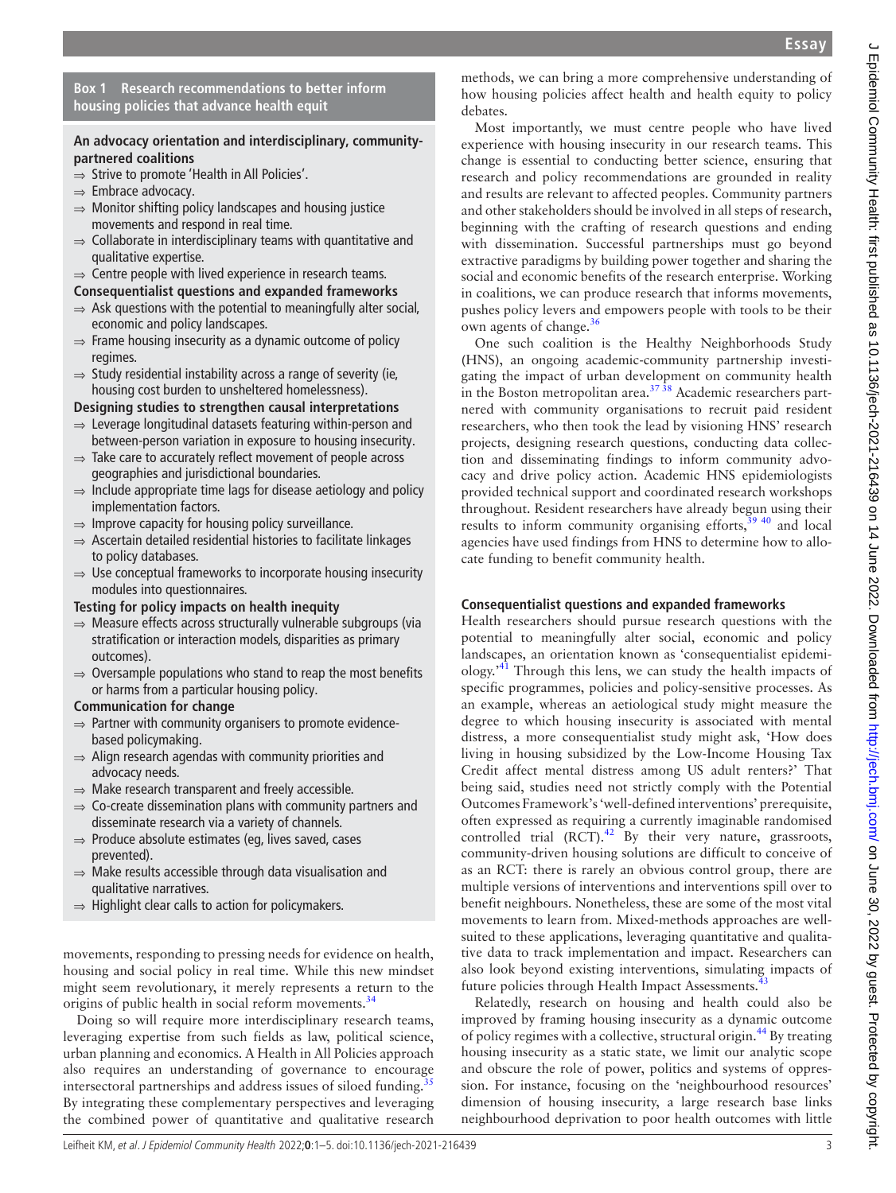**Box 1 Research recommendations to better inform housing policies that advance health equit**

**An advocacy orientation and interdisciplinary, community-partnered coalitions**

- ⇒ Strive to promote 'Health in All Policies'.
- ⇒ Embrace advocacy.
- ⇒ Monitor shifting policy landscapes and housing justice movements and respond in real time.
- ⇒ Collaborate in interdisciplinary teams with quantitative and qualitative expertise.
- ⇒ Centre people with lived experience in research teams.

**Consequentialist questions and expanded frameworks**

- ⇒ Ask questions with the potential to meaningfully alter social, economic and policy landscapes.
- ⇒ Frame housing insecurity as a dynamic outcome of policy regimes.
- ⇒ Study residential instability across a range of severity (ie, housing cost burden to unsheltered homelessness).

**Designing studies to strengthen causal interpretations**

- ⇒ Leverage longitudinal datasets featuring within-person and between-person variation in exposure to housing insecurity.
- ⇒ Take care to accurately reflect movement of people across geographies and jurisdictional boundaries.
- ⇒ Include appropriate time lags for disease aetiology and policy implementation factors.
- ⇒ Improve capacity for housing policy surveillance.
- ⇒ Ascertain detailed residential histories to facilitate linkages to policy databases.
- ⇒ Use conceptual frameworks to incorporate housing insecurity modules into questionnaires.

**Testing for policy impacts on health inequity**

- ⇒ Measure effects across structurally vulnerable subgroups (via stratification or interaction models, disparities as primary outcomes).
- ⇒ Oversample populations who stand to reap the most benefits or harms from a particular housing policy.

**Communication for change**

- ⇒ Partner with community organisers to promote evidence-based policymaking.
- ⇒ Align research agendas with community priorities and advocacy needs.
- ⇒ Make research transparent and freely accessible.
- ⇒ Co-create dissemination plans with community partners and disseminate research via a variety of channels.
- ⇒ Produce absolute estimates (eg, lives saved, cases prevented).
- ⇒ Make results accessible through data visualisation and qualitative narratives.
- ⇒ Highlight clear calls to action for policymakers.

movements, responding to pressing needs for evidence on health, housing and social policy in real time. While this new mindset might seem revolutionary, it merely represents a return to the origins of public health in social reform movements.[34]

Doing so will require more interdisciplinary research teams, leveraging expertise from such fields as law, political science, urban planning and economics. A Health in All Policies approach also requires an understanding of governance to encourage intersectoral partnerships and address issues of siloed funding.[35] By integrating these complementary perspectives and leveraging the combined power of quantitative and qualitative research methods, we can bring a more comprehensive understanding of how housing policies affect health and health equity to policy debates.

Most importantly, we must centre people who have lived experience with housing insecurity in our research teams. This change is essential to conducting better science, ensuring that research and policy recommendations are grounded in reality and results are relevant to affected peoples. Community partners and other stakeholders should be involved in all steps of research, beginning with the crafting of research questions and ending with dissemination. Successful partnerships must go beyond extractive paradigms by building power together and sharing the social and economic benefits of the research enterprise. Working in coalitions, we can produce research that informs movements, pushes policy levers and empowers people with tools to be their own agents of change.[36]

One such coalition is the Healthy Neighborhoods Study (HNS), an ongoing academic-community partnership investigating the impact of urban development on community health in the Boston metropolitan area.[37,38] Academic researchers partnered with community organisations to recruit paid resident researchers, who then took the lead by visioning HNS' research projects, designing research questions, conducting data collection and disseminating findings to inform community advocacy and drive policy action. Academic HNS epidemiologists provided technical support and coordinated research workshops throughout. Resident researchers have already begun using their results to inform community organising efforts,[39,40] and local agencies have used findings from HNS to determine how to allocate funding to benefit community health.

### Consequentialist questions and expanded frameworks

Health researchers should pursue research questions with the potential to meaningfully alter social, economic and policy landscapes, an orientation known as 'consequentialist epidemiology.'[41] Through this lens, we can study the health impacts of specific programmes, policies and policy-sensitive processes. As an example, whereas an aetiological study might measure the degree to which housing insecurity is associated with mental distress, a more consequentialist study might ask, 'How does living in housing subsidized by the Low-Income Housing Tax Credit affect mental distress among US adult renters?' That being said, studies need not strictly comply with the Potential Outcomes Framework's 'well-defined interventions' prerequisite, often expressed as requiring a currently imaginable randomised controlled trial (RCT).[42] By their very nature, grassroots, community-driven housing solutions are difficult to conceive of as an RCT: there is rarely an obvious control group, there are multiple versions of interventions and interventions spill over to benefit neighbours. Nonetheless, these are some of the most vital movements to learn from. Mixed-methods approaches are well-suited to these applications, leveraging quantitative and qualitative data to track implementation and impact. Researchers can also look beyond existing interventions, simulating impacts of future policies through Health Impact Assessments.[43]

Relatedly, research on housing and health could also be improved by framing housing insecurity as a dynamic outcome of policy regimes with a collective, structural origin.[44] By treating housing insecurity as a static state, we limit our analytic scope and obscure the role of power, politics and systems of oppression. For instance, focusing on the 'neighbourhood resources' dimension of housing insecurity, a large research base links neighbourhood deprivation to poor health outcomes with little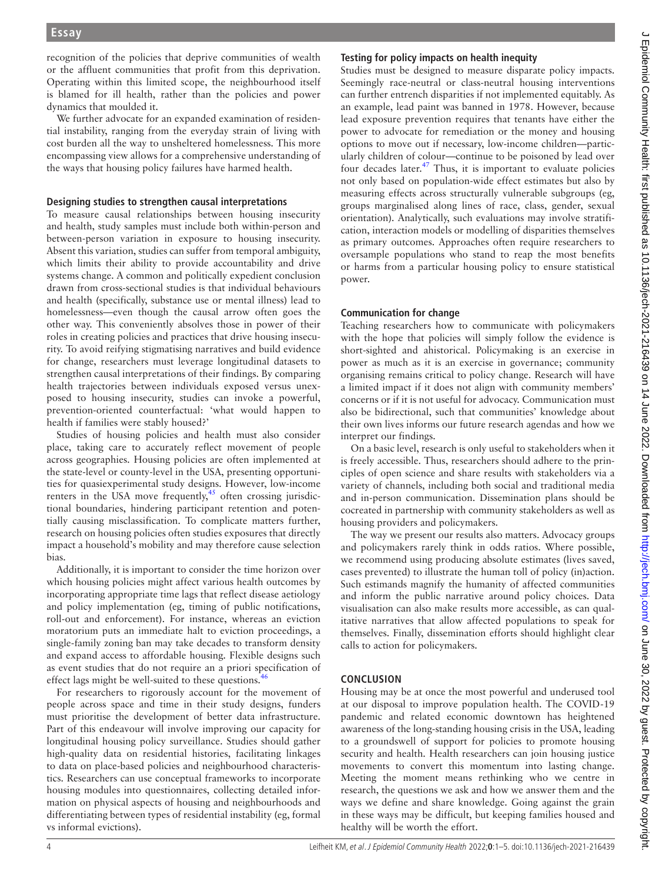recognition of the policies that deprive communities of wealth or the affluent communities that profit from this deprivation. Operating within this limited scope, the neighbourhood itself is blamed for ill health, rather than the policies and power dynamics that moulded it.

We further advocate for an expanded examination of residential instability, ranging from the everyday strain of living with cost burden all the way to unsheltered homelessness. This more encompassing view allows for a comprehensive understanding of the ways that housing policy failures have harmed health.

### Designing studies to strengthen causal interpretations

To measure causal relationships between housing insecurity and health, study samples must include both within-person and between-person variation in exposure to housing insecurity. Absent this variation, studies can suffer from temporal ambiguity, which limits their ability to provide accountability and drive systems change. A common and politically expedient conclusion drawn from cross-sectional studies is that individual behaviours and health (specifically, substance use or mental illness) lead to homelessness—even though the causal arrow often goes the other way. This conveniently absolves those in power of their roles in creating policies and practices that drive housing insecurity. To avoid reifying stigmatising narratives and build evidence for change, researchers must leverage longitudinal datasets to strengthen causal interpretations of their findings. By comparing health trajectories between individuals exposed versus unexposed to housing insecurity, studies can invoke a powerful, prevention-oriented counterfactual: 'what would happen to health if families were stably housed?'

Studies of housing policies and health must also consider place, taking care to accurately reflect movement of people across geographies. Housing policies are often implemented at the state-level or county-level in the USA, presenting opportunities for quasiexperimental study designs. However, low-income renters in the USA move frequently,[45] often crossing jurisdictional boundaries, hindering participant retention and potentially causing misclassification. To complicate matters further, research on housing policies often studies exposures that directly impact a household's mobility and may therefore cause selection bias.

Additionally, it is important to consider the time horizon over which housing policies might affect various health outcomes by incorporating appropriate time lags that reflect disease aetiology and policy implementation (eg, timing of public notifications, roll-out and enforcement). For instance, whereas an eviction moratorium puts an immediate halt to eviction proceedings, a single-family zoning ban may take decades to transform density and expand access to affordable housing. Flexible designs such as event studies that do not require an a priori specification of effect lags might be well-suited to these questions.[46]

For researchers to rigorously account for the movement of people across space and time in their study designs, funders must prioritise the development of better data infrastructure. Part of this endeavour will involve improving our capacity for longitudinal housing policy surveillance. Studies should gather high-quality data on residential histories, facilitating linkages to data on place-based policies and neighbourhood characteristics. Researchers can use conceptual frameworks to incorporate housing modules into questionnaires, collecting detailed information on physical aspects of housing and neighbourhoods and differentiating between types of residential instability (eg, formal vs informal evictions).

### Testing for policy impacts on health inequity

Studies must be designed to measure disparate policy impacts. Seemingly race-neutral or class-neutral housing interventions can further entrench disparities if not implemented equitably. As an example, lead paint was banned in 1978. However, because lead exposure prevention requires that tenants have either the power to advocate for remediation or the money and housing options to move out if necessary, low-income children—particularly children of colour—continue to be poisoned by lead over four decades later.[47] Thus, it is important to evaluate policies not only based on population-wide effect estimates but also by measuring effects across structurally vulnerable subgroups (eg, groups marginalised along lines of race, class, gender, sexual orientation). Analytically, such evaluations may involve stratification, interaction models or modelling of disparities themselves as primary outcomes. Approaches often require researchers to oversample populations who stand to reap the most benefits or harms from a particular housing policy to ensure statistical power.

### Communication for change

Teaching researchers how to communicate with policymakers with the hope that policies will simply follow the evidence is short-sighted and ahistorical. Policymaking is an exercise in power as much as it is an exercise in governance; community organising remains critical to policy change. Research will have a limited impact if it does not align with community members' concerns or if it is not useful for advocacy. Communication must also be bidirectional, such that communities' knowledge about their own lives informs our future research agendas and how we interpret our findings.

On a basic level, research is only useful to stakeholders when it is freely accessible. Thus, researchers should adhere to the principles of open science and share results with stakeholders via a variety of channels, including both social and traditional media and in-person communication. Dissemination plans should be cocreated in partnership with community stakeholders as well as housing providers and policymakers.

The way we present our results also matters. Advocacy groups and policymakers rarely think in odds ratios. Where possible, we recommend using producing absolute estimates (lives saved, cases prevented) to illustrate the human toll of policy (in)action. Such estimands magnify the humanity of affected communities and inform the public narrative around policy choices. Data visualisation can also make results more accessible, as can qualitative narratives that allow affected populations to speak for themselves. Finally, dissemination efforts should highlight clear calls to action for policymakers.

## CONCLUSION

Housing may be at once the most powerful and underused tool at our disposal to improve population health. The COVID-19 pandemic and related economic downtown has heightened awareness of the long-standing housing crisis in the USA, leading to a groundswell of support for policies to promote housing security and health. Health researchers can join housing justice movements to convert this momentum into lasting change. Meeting the moment means rethinking who we centre in research, the questions we ask and how we answer them and the ways we define and share knowledge. Going against the grain in these ways may be difficult, but keeping families housed and healthy will be worth the effort.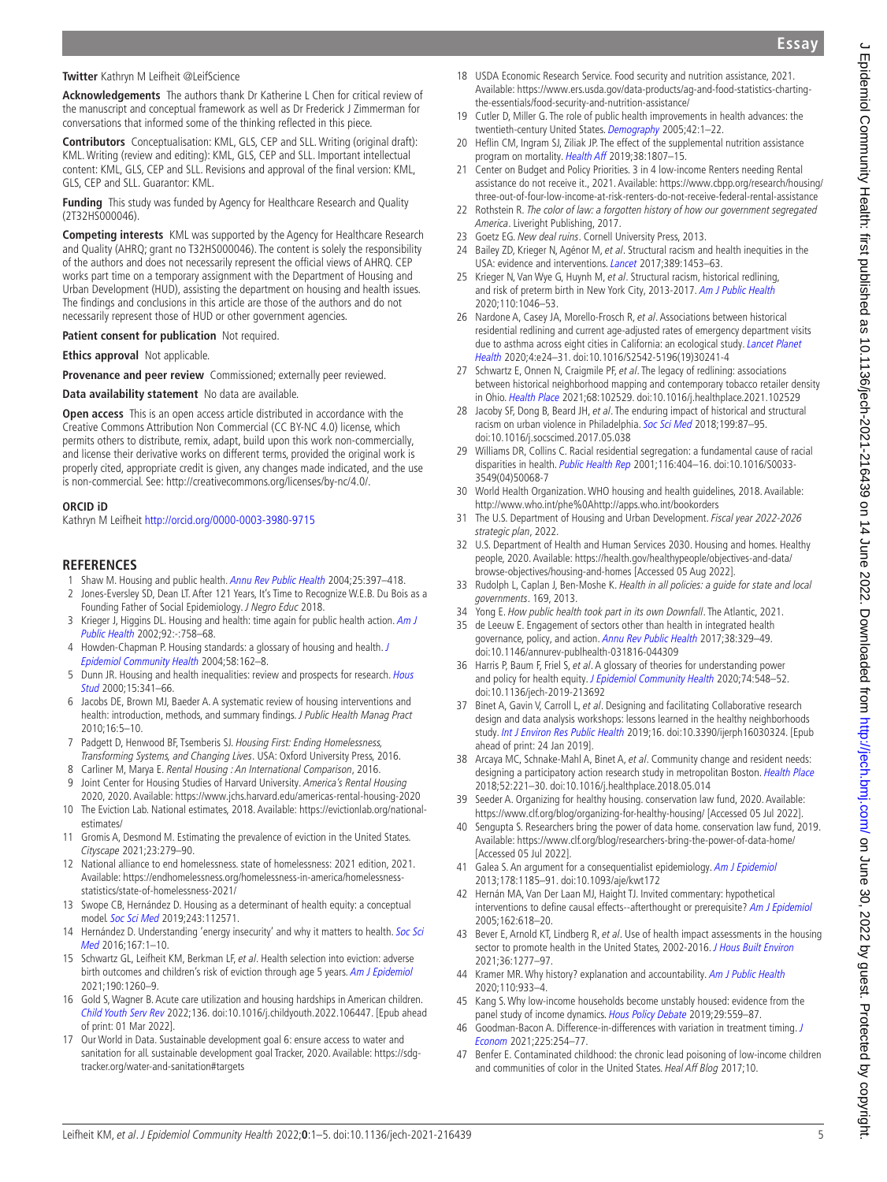**Twitter** Kathryn M Leifheit @LeifScience

**Acknowledgements** The authors thank Dr Katherine L Chen for critical review of the manuscript and conceptual framework as well as Dr Frederick J Zimmerman for conversations that informed some of the thinking reflected in this piece.

**Contributors** Conceptualisation: KML, GLS, CEP and SLL. Writing (original draft): KML. Writing (review and editing): KML, GLS, CEP and SLL. Important intellectual content: KML, GLS, CEP and SLL. Revisions and approval of the final version: KML, GLS, CEP and SLL. Guarantor: KML.

**Funding** This study was funded by Agency for Healthcare Research and Quality (2T32HS000046).

**Competing interests** KML was supported by the Agency for Healthcare Research and Quality (AHRQ; grant no T32HS000046). The content is solely the responsibility of the authors and does not necessarily represent the official views of AHRQ. CEP works part time on a temporary assignment with the Department of Housing and Urban Development (HUD), assisting the department on housing and health issues. The findings and conclusions in this article are those of the authors and do not necessarily represent those of HUD or other government agencies.

**Patient consent for publication** Not required.

**Ethics approval** Not applicable.

**Provenance and peer review** Commissioned; externally peer reviewed.

**Data availability statement** No data are available.

**Open access** This is an open access article distributed in accordance with the Creative Commons Attribution Non Commercial (CC BY-NC 4.0) license, which permits others to distribute, remix, adapt, build upon this work non-commercially, and license their derivative works on different terms, provided the original work is properly cited, appropriate credit is given, any changes made indicated, and the use is non-commercial. See: http://creativecommons.org/licenses/by-nc/4.0/.

**ORCID iD**

Kathryn M Leifheit http://orcid.org/0000-0003-3980-9715

## REFERENCES

1. Shaw M. Housing and public health. *Annu Rev Public Health* 2004;25:397–418.
2. Jones-Eversley SD, Dean LT. After 121 Years, It's Time to Recognize W.E.B. Du Bois as a Founding Father of Social Epidemiology. *J Negro Educ* 2018.
3. Krieger J, Higgins DL. Housing and health: time again for public health action. *Am J Public Health* 2002;92:-:758–68.
4. Howden-Chapman P. Housing standards: a glossary of housing and health. *J Epidemiol Community Health* 2004;58:162–8.
5. Dunn JR. Housing and health inequalities: review and prospects for research. *Hous Stud* 2000;15:341–66.
6. Jacobs DE, Brown MJ, Baeder A. A systematic review of housing interventions and health: introduction, methods, and summary findings. *J Public Health Manag Pract* 2010;16:5–10.
7. Padgett D, Henwood BF, Tsemberis SJ. *Housing First: Ending Homelessness, Transforming Systems, and Changing Lives*. USA: Oxford University Press, 2016.
8. Carliner M, Marya E. *Rental Housing : An International Comparison*, 2016.
9. Joint Center for Housing Studies of Harvard University. *America's Rental Housing* 2020, 2020. Available: https://www.jchs.harvard.edu/americas-rental-housing-2020
10. The Eviction Lab. National estimates, 2018. Available: https://evictionlab.org/national-estimates/
11. Gromis A, Desmond M. Estimating the prevalence of eviction in the United States. *Cityscape* 2021;23:279–90.
12. National alliance to end homelessness. state of homelessness: 2021 edition, 2021. Available: https://endhomelessness.org/homelessness-in-america/homelessness-statistics/state-of-homelessness-2021/
13. Swope CB, Hernández D. Housing as a determinant of health equity: a conceptual model. *Soc Sci Med* 2019;243:112571.
14. Hernández D. Understanding 'energy insecurity' and why it matters to health. *Soc Sci Med* 2016;167:1–10.
15. Schwartz GL, Leifheit KM, Berkman LF, *et al*. Health selection into eviction: adverse birth outcomes and children's risk of eviction through age 5 years. *Am J Epidemiol* 2021;190:1260–9.
16. Gold S, Wagner B. Acute care utilization and housing hardships in American children. *Child Youth Serv Rev* 2022;136. doi:10.1016/j.childyouth.2022.106447. [Epub ahead of print: 01 Mar 2022].
17. Our World in Data. Sustainable development goal 6: ensure access to water and sanitation for all. sustainable development goal Tracker, 2020. Available: https://sdg-tracker.org/water-and-sanitation#targets
18. USDA Economic Research Service. Food security and nutrition assistance, 2021. Available: https://www.ers.usda.gov/data-products/ag-and-food-statistics-charting-the-essentials/food-security-and-nutrition-assistance/
19. Cutler D, Miller G. The role of public health improvements in health advances: the twentieth-century United States. *Demography* 2005;42:1–22.
20. Heflin CM, Ingram SJ, Ziliak JP. The effect of the supplemental nutrition assistance program on mortality. *Health Aff* 2019;38:1807–15.
21. Center on Budget and Policy Priorities. 3 in 4 low-income Renters needing Rental assistance do not receive it., 2021. Available: https://www.cbpp.org/research/housing/three-out-of-four-low-income-at-risk-renters-do-not-receive-federal-rental-assistance
22. Rothstein R. *The color of law: a forgotten history of how our government segregated America*. Liveright Publishing, 2017.
23. Goetz EG. *New deal ruins*. Cornell University Press, 2013.
24. Bailey ZD, Krieger N, Agénor M, *et al*. Structural racism and health inequities in the USA: evidence and interventions. *Lancet* 2017;389:1453–63.
25. Krieger N, Van Wye G, Huynh M, *et al*. Structural racism, historical redlining, and risk of preterm birth in New York City, 2013-2017. *Am J Public Health* 2020;110:1046–53.
26. Nardone A, Casey JA, Morello-Frosch R, *et al*. Associations between historical residential redlining and current age-adjusted rates of emergency department visits due to asthma across eight cities in California: an ecological study. *Lancet Planet Health* 2020;4:e24–31. doi:10.1016/S2542-5196(19)30241-4
27. Schwartz E, Onnen N, Craigmile PF, *et al*. The legacy of redlining: associations between historical neighborhood mapping and contemporary tobacco retailer density in Ohio. *Health Place* 2021;68:102529. doi:10.1016/j.healthplace.2021.102529
28. Jacoby SF, Dong B, Beard JH, *et al*. The enduring impact of historical and structural racism on urban violence in Philadelphia. *Soc Sci Med* 2018;199:87–95. doi:10.1016/j.socscimed.2017.05.038
29. Williams DR, Collins C. Racial residential segregation: a fundamental cause of racial disparities in health. *Public Health Rep* 2001;116:404–16. doi:10.1016/S0033-3549(04)50068-7
30. World Health Organization. WHO housing and health guidelines, 2018. Available: http://www.who.int/phe%0Ahttp://apps.who.int/bookorders
31. The U.S. Department of Housing and Urban Development. *Fiscal year 2022-2026 strategic plan*, 2022.
32. U.S. Department of Health and Human Services 2030. Housing and homes. Healthy people, 2020. Available: https://health.gov/healthypeople/objectives-and-data/browse-objectives/housing-and-homes [Accessed 05 Aug 2022].
33. Rudolph L, Caplan J, Ben-Moshe K. *Health in all policies: a guide for state and local governments*. 169, 2013.
34. Yong E. *How public health took part in its own Downfall*. The Atlantic, 2021.
35. de Leeuw E. Engagement of sectors other than health in integrated health governance, policy, and action. *Annu Rev Public Health* 2017;38:329–49. doi:10.1146/annurev-publhealth-031816-044309
36. Harris P, Baum F, Friel S, *et al*. A glossary of theories for understanding power and policy for health equity. *J Epidemiol Community Health* 2020;74:548–52. doi:10.1136/jech-2019-213692
37. Binet A, Gavin V, Carroll L, *et al*. Designing and facilitating Collaborative research design and data analysis workshops: lessons learned in the healthy neighborhoods study. *Int J Environ Res Public Health* 2019;16. doi:10.3390/ijerph16030324. [Epub ahead of print: 24 Jan 2019].
38. Arcaya MC, Schnake-Mahl A, Binet A, *et al*. Community change and resident needs: designing a participatory action research study in metropolitan Boston. *Health Place* 2018;52:221–30. doi:10.1016/j.healthplace.2018.05.014
39. Seeder A. Organizing for healthy housing. conservation law fund, 2020. Available: https://www.clf.org/blog/organizing-for-healthy-housing/ [Accessed 05 Jul 2022].
40. Sengupta S. Researchers bring the power of data home. conservation law fund, 2019. Available: https://www.clf.org/blog/researchers-bring-the-power-of-data-home/ [Accessed 05 Jul 2022].
41. Galea S. An argument for a consequentialist epidemiology. *Am J Epidemiol* 2013;178:1185–91. doi:10.1093/aje/kwt172
42. Hernán MA, Van Der Laan MJ, Haight TJ. Invited commentary: hypothetical interventions to define causal effects--afterthought or prerequisite? *Am J Epidemiol* 2005;162:618–20.
43. Bever E, Arnold KT, Lindberg R, *et al*. Use of health impact assessments in the housing sector to promote health in the United States, 2002-2016. *J Hous Built Environ* 2021;36:1277–97.
44. Kramer MR. Why history? explanation and accountability. *Am J Public Health* 2020;110:933–4.
45. Kang S. Why low-income households become unstably housed: evidence from the panel study of income dynamics. *Hous Policy Debate* 2019;29:559–87.
46. Goodman-Bacon A. Difference-in-differences with variation in treatment timing. *J Econom* 2021;225:254–77.
47. Benfer E. Contaminated childhood: the chronic lead poisoning of low-income children and communities of color in the United States. *Heal Aff Blog* 2017;10.